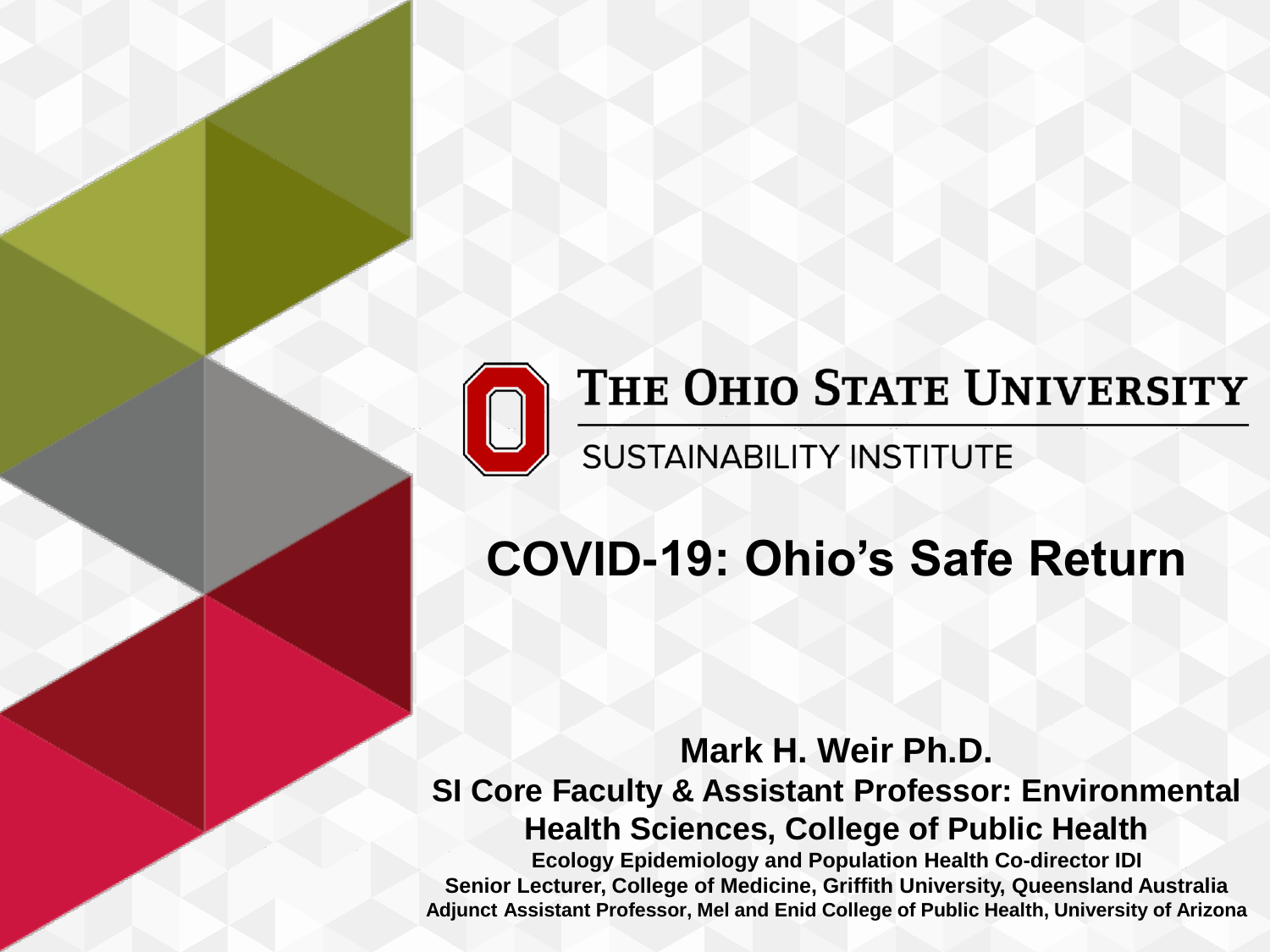THE OHIO STATE UNIVERSITY

SUSTAINABILITY INSTITUTE

# COVID-19: Ohio's Safe Return

**Mark H. Weir Ph.D.**

**SI Core Faculty & Assistant Professor: Environmental Health Sciences, College of Public Health**

**Ecology Epidemiology and Population Health Co-director IDI**

**Senior Lecturer, College of Medicine, Griffith University, Queensland Australia**

**Adjunct Assistant Professor, Mel and Enid College of Public Health, University of Arizona**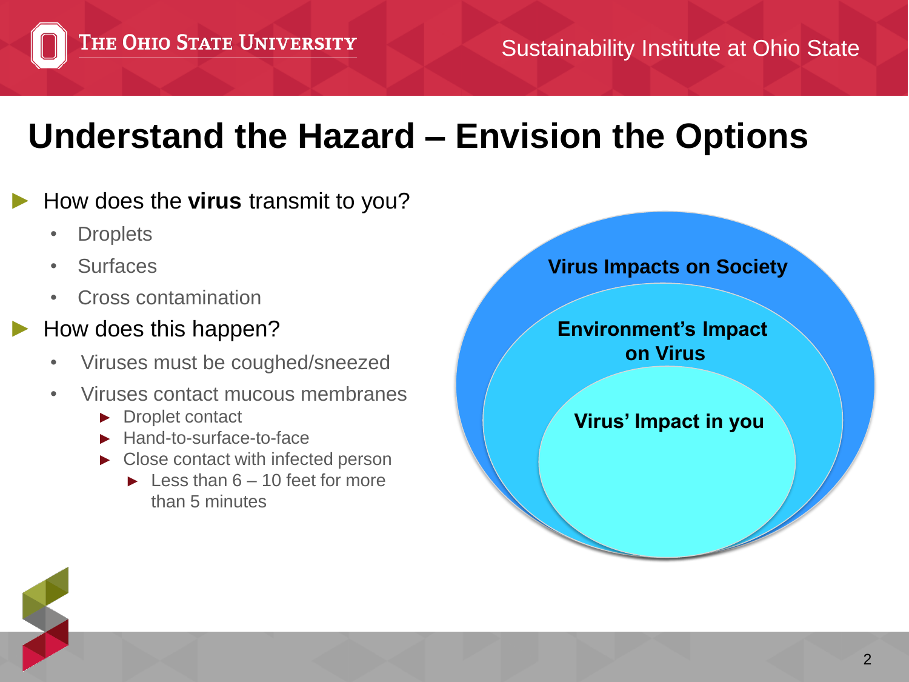# Understand the Hazard – Envision the Options

- How does the **virus** transmit to you?
  - Droplets
  - Surfaces
  - Cross contamination
- How does this happen?
  - Viruses must be coughed/sneezed
  - Viruses contact mucous membranes
    - Droplet contact
    - Hand-to-surface-to-face
    - Close contact with infected person
      - Less than 6 – 10 feet for more than 5 minutes

**Virus Impacts on Society**

**Environment's Impact on Virus**

**Virus' Impact in you**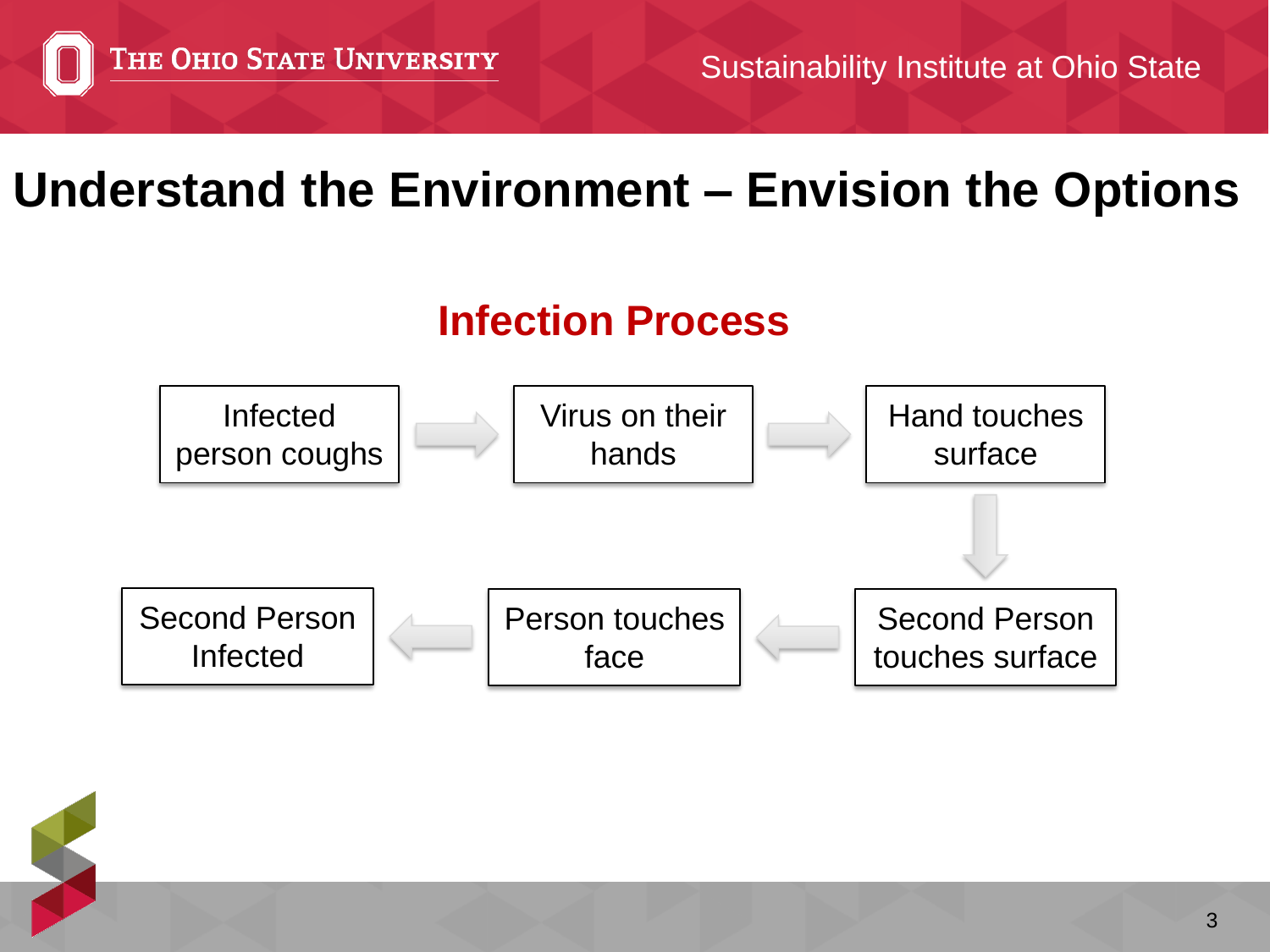# Understand the Environment – Envision the Options

## Infection Process

Infected person coughs → Virus on their hands → Hand touches surface → Second Person touches surface → Person touches face → Second Person Infected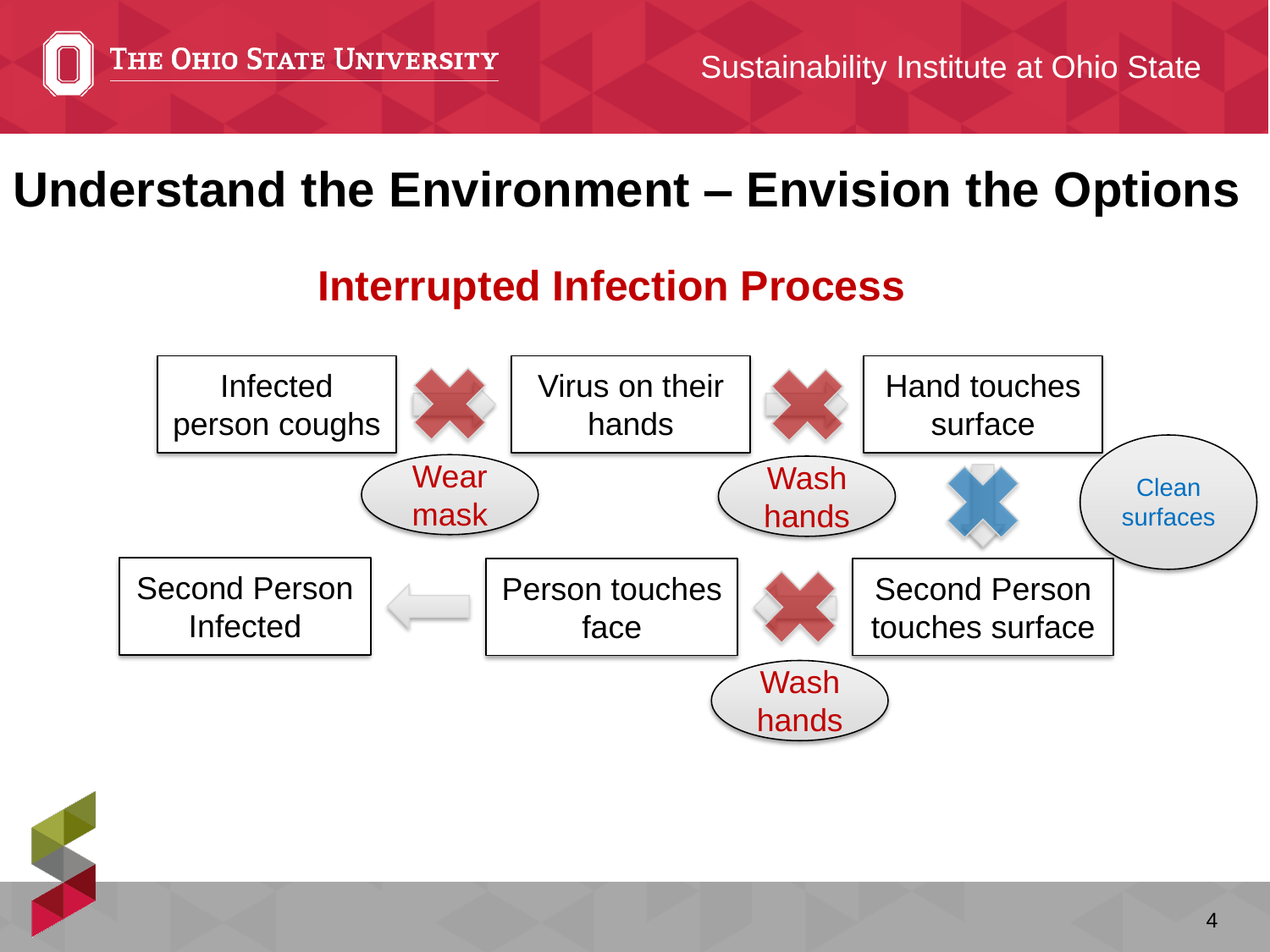# Understand the Environment – Envision the Options

## Interrupted Infection Process

Infected person coughs → (Wear mask) → Virus on their hands → (Wash hands) → Hand touches surface → (Clean surfaces) → Second Person touches surface → (Wash hands) → Person touches face → Second Person Infected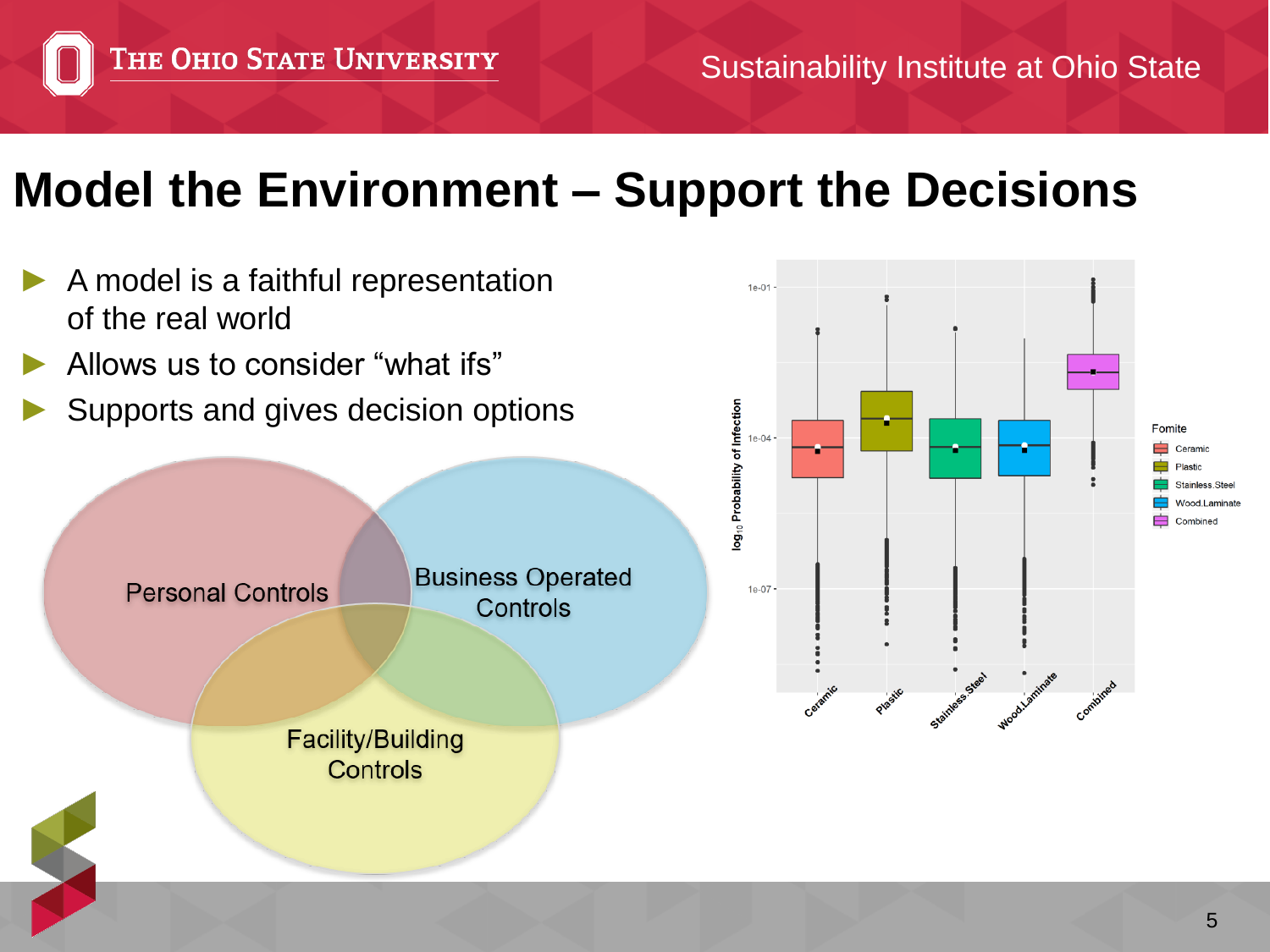# Model the Environment – Support the Decisions

- A model is a faithful representation of the real world
- Allows us to consider "what ifs"
- Supports and gives decision options

Personal Controls

Business Operated Controls

Facility/Building Controls

1e-01

1e-04

1e-07

$\log_{10}$ Probability of Infection

Ceramic

Plastic

Stainless.Steel

Wood.Laminate

Combined

Fomite

Ceramic

Plastic

Stainless.Steel

Wood.Laminate

Combined